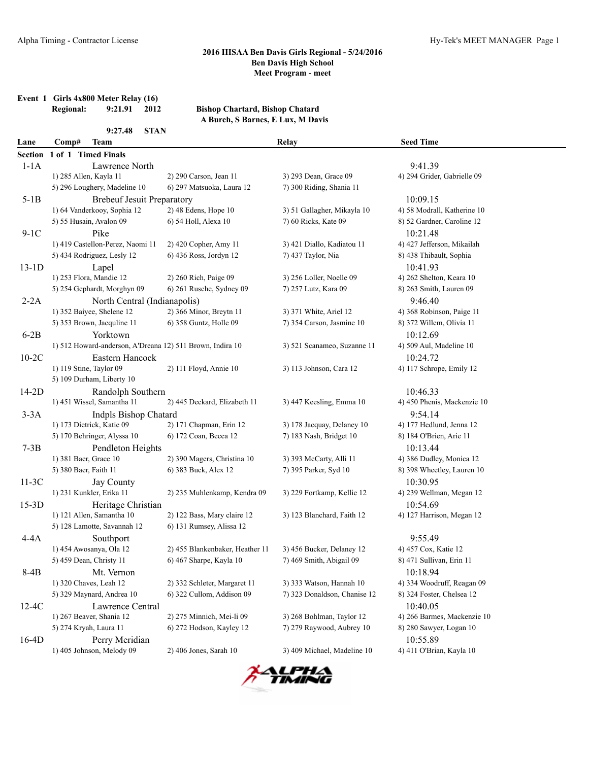## 2016 IHSAA Ben Davis Girls Regional - 5/24/2016
## Ben Davis High School
## Meet Program - meet

**Event 1 Girls 4x800 Meter Relay (16)**

**Regional:** 9:21.91 2012 **Bishop Chartard, Bishop Chatard**
A Burch, S Barnes, E Lux, M Davis

9:27.48 STAN

| Lane | Comp# Team | Relay | Seed Time |
|---|---|---|---|

**Section 1 of 1 Timed Finals**

**1-1A Lawrence North** — 9:41.39
1) 285 Allen, Kayla 11; 2) 290 Carson, Jean 11; 3) 293 Dean, Grace 09; 4) 294 Grider, Gabrielle 09
5) 296 Loughery, Madeline 10; 6) 297 Matsuoka, Laura 12; 7) 300 Riding, Shania 11

**5-1B Brebeuf Jesuit Preparatory** — 10:09.15
1) 64 Vanderkooy, Sophia 12; 2) 48 Edens, Hope 10; 3) 51 Gallagher, Mikayla 10; 4) 58 Modrall, Katherine 10
5) 55 Husain, Avalon 09; 6) 54 Holl, Alexa 10; 7) 60 Ricks, Kate 09; 8) 52 Gardner, Caroline 12

**9-1C Pike** — 10:21.48
1) 419 Castellon-Perez, Naomi 11; 2) 420 Copher, Amy 11; 3) 421 Diallo, Kadiatou 11; 4) 427 Jefferson, Mikailah
5) 434 Rodriguez, Lesly 12; 6) 436 Ross, Jordyn 12; 7) 437 Taylor, Nia; 8) 438 Thibault, Sophia

**13-1D Lapel** — 10:41.93
1) 253 Flora, Mandie 12; 2) 260 Rich, Paige 09; 3) 256 Loller, Noelle 09; 4) 262 Shelton, Keara 10
5) 254 Gephardt, Morghyn 09; 6) 261 Rusche, Sydney 09; 7) 257 Lutz, Kara 09; 8) 263 Smith, Lauren 09

**2-2A North Central (Indianapolis)** — 9:46.40
1) 352 Baiyee, Shelene 12; 2) 366 Minor, Breytn 11; 3) 371 White, Ariel 12; 4) 368 Robinson, Paige 11
5) 353 Brown, Jacquline 11; 6) 358 Guntz, Holle 09; 7) 354 Carson, Jasmine 10; 8) 372 Willem, Olivia 11

**6-2B Yorktown** — 10:12.69
1) 512 Howard-anderson, A'Dreana 12; 2) 511 Brown, Indira 10; 3) 521 Scanameo, Suzanne 11; 4) 509 Aul, Madeline 10

**10-2C Eastern Hancock** — 10:24.72
1) 119 Stine, Taylor 09; 2) 111 Floyd, Annie 10; 3) 113 Johnson, Cara 12; 4) 117 Schrope, Emily 12
5) 109 Durham, Liberty 10

**14-2D Randolph Southern** — 10:46.33
1) 451 Wissel, Samantha 11; 2) 445 Deckard, Elizabeth 11; 3) 447 Keesling, Emma 10; 4) 450 Phenis, Mackenzie 10

**3-3A Indpls Bishop Chatard** — 9:54.14
1) 173 Dietrick, Katie 09; 2) 171 Chapman, Erin 12; 3) 178 Jacquay, Delaney 10; 4) 177 Hedlund, Jenna 12
5) 170 Behringer, Alyssa 10; 6) 172 Coan, Becca 12; 7) 183 Nash, Bridget 10; 8) 184 O'Brien, Arie 11

**7-3B Pendleton Heights** — 10:13.44
1) 381 Baer, Grace 10; 2) 390 Magers, Christina 10; 3) 393 McCarty, Alli 11; 4) 386 Dudley, Monica 12
5) 380 Baer, Faith 11; 6) 383 Buck, Alex 12; 7) 395 Parker, Syd 10; 8) 398 Wheetley, Lauren 10

**11-3C Jay County** — 10:30.95
1) 231 Kunkler, Erika 11; 2) 235 Muhlenkamp, Kendra 09; 3) 229 Fortkamp, Kellie 12; 4) 239 Wellman, Megan 12

**15-3D Heritage Christian** — 10:54.69
1) 121 Allen, Samantha 10; 2) 122 Bass, Mary claire 12; 3) 123 Blanchard, Faith 12; 4) 127 Harrison, Megan 12
5) 128 Lamotte, Savannah 12; 6) 131 Rumsey, Alissa 12

**4-4A Southport** — 9:55.49
1) 454 Awosanya, Ola 12; 2) 455 Blankenbaker, Heather 11; 3) 456 Bucker, Delaney 12; 4) 457 Cox, Katie 12
5) 459 Dean, Christy 11; 6) 467 Sharpe, Kayla 10; 7) 469 Smith, Abigail 09; 8) 471 Sullivan, Erin 11

**8-4B Mt. Vernon** — 10:18.94
1) 320 Chaves, Leah 12; 2) 332 Schleter, Margaret 11; 3) 333 Watson, Hannah 10; 4) 334 Woodruff, Reagan 09
5) 329 Maynard, Andrea 10; 6) 322 Cullom, Addison 09; 7) 323 Donaldson, Chanise 12; 8) 324 Foster, Chelsea 12

**12-4C Lawrence Central** — 10:40.05
1) 267 Beaver, Shania 12; 2) 275 Minnich, Mei-li 09; 3) 268 Bohlman, Taylor 12; 4) 266 Barmes, Mackenzie 10
5) 274 Kryah, Laura 11; 6) 272 Hodson, Kayley 12; 7) 279 Raywood, Aubrey 10; 8) 280 Sawyer, Logan 10

**16-4D Perry Meridian** — 10:55.89
1) 405 Johnson, Melody 09; 2) 406 Jones, Sarah 10; 3) 409 Michael, Madeline 10; 4) 411 O'Brian, Kayla 10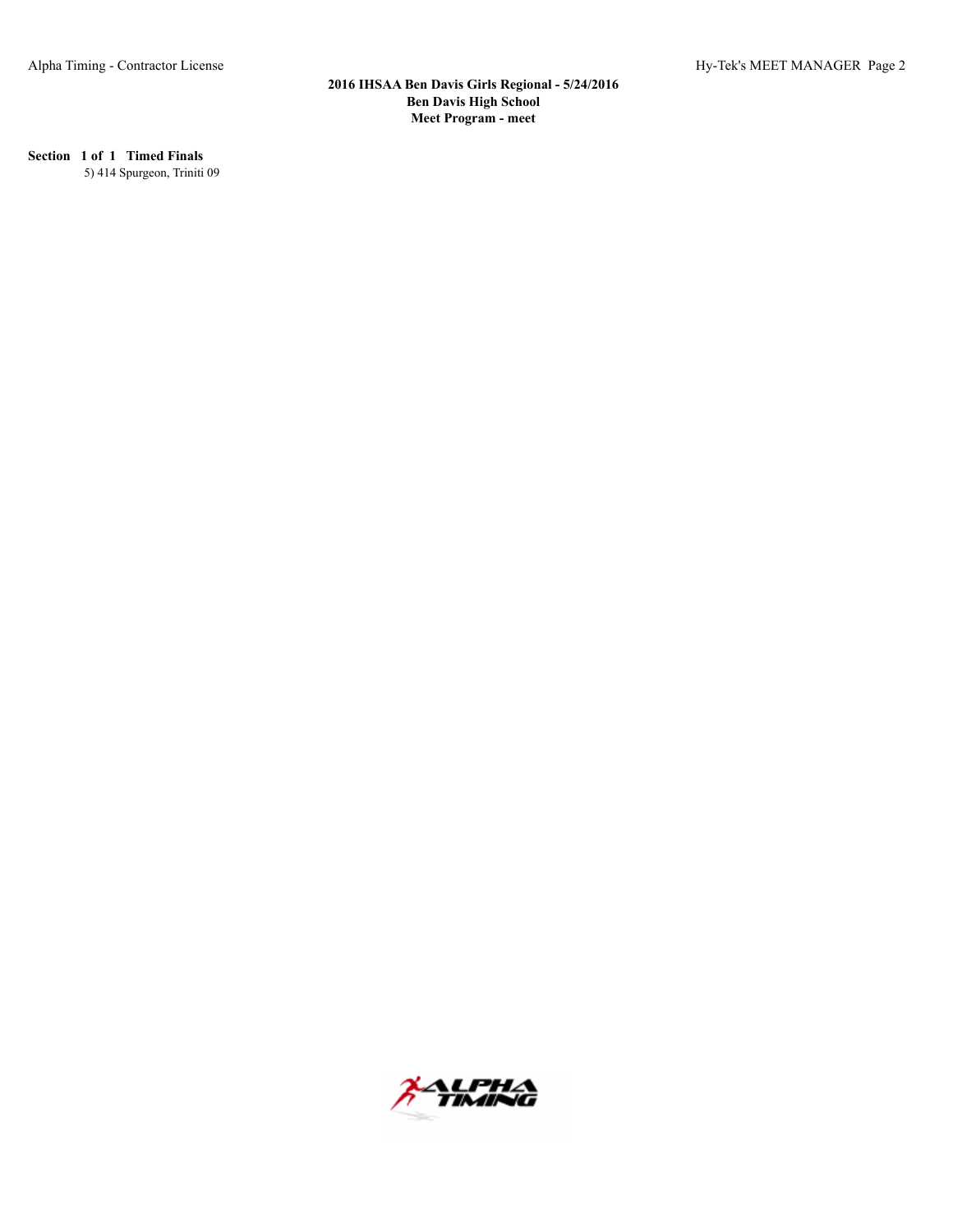**Section 1 of 1 Timed Finals**

5) 414 Spurgeon, Triniti 09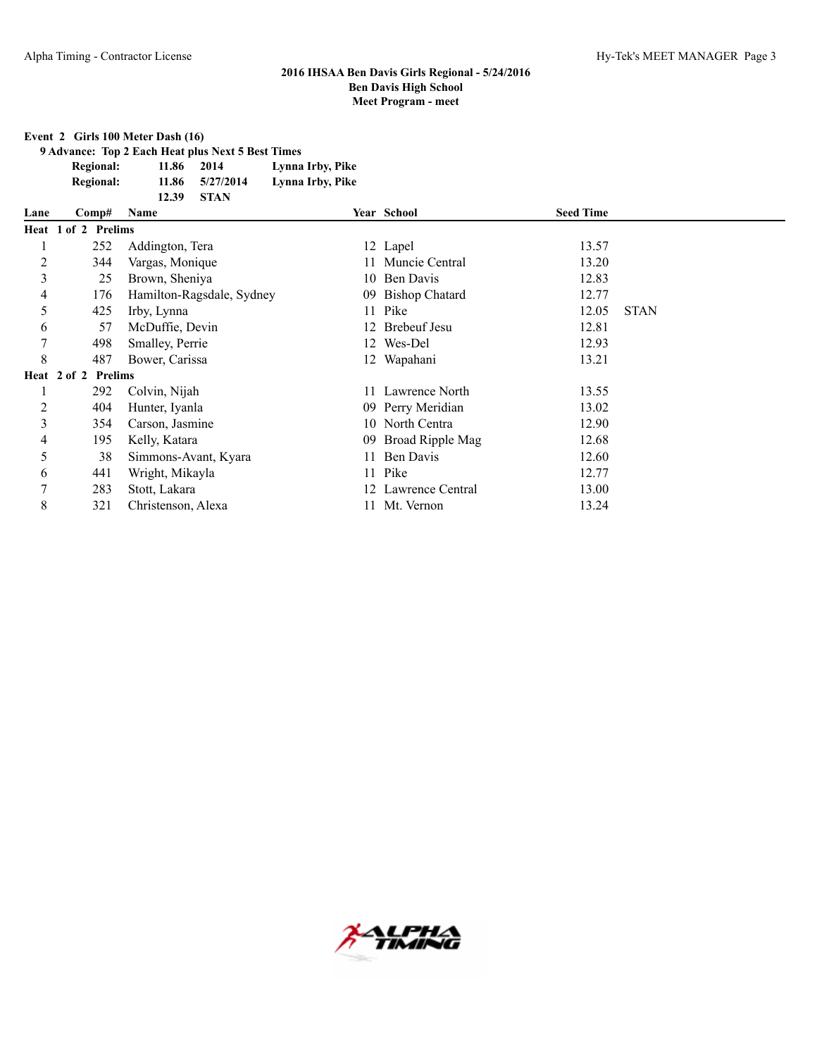**2016 IHSAA Ben Davis Girls Regional - 5/24/2016**
**Ben Davis High School**
**Meet Program - meet**

**Event 2 Girls 100 Meter Dash (16)**

**9 Advance: Top 2 Each Heat plus Next 5 Best Times**

| | | | |
|---|---|---|---|
| **Regional:** | **11.86** | **2014** | **Lynna Irby, Pike** |
| **Regional:** | **11.86** | **5/27/2014** | **Lynna Irby, Pike** |
| | **12.39** | **STAN** | |

| Lane | Comp# | Name | Year | School | Seed Time | |
|---|---|---|---|---|---|---|
| **Heat 1 of 2 Prelims** | | | | | | |
| 1 | 252 | Addington, Tera | 12 | Lapel | 13.57 | |
| 2 | 344 | Vargas, Monique | 11 | Muncie Central | 13.20 | |
| 3 | 25 | Brown, Sheniya | 10 | Ben Davis | 12.83 | |
| 4 | 176 | Hamilton-Ragsdale, Sydney | 09 | Bishop Chatard | 12.77 | |
| 5 | 425 | Irby, Lynna | 11 | Pike | 12.05 | STAN |
| 6 | 57 | McDuffie, Devin | 12 | Brebeuf Jesu | 12.81 | |
| 7 | 498 | Smalley, Perrie | 12 | Wes-Del | 12.93 | |
| 8 | 487 | Bower, Carissa | 12 | Wapahani | 13.21 | |
| **Heat 2 of 2 Prelims** | | | | | | |
| 1 | 292 | Colvin, Nijah | 11 | Lawrence North | 13.55 | |
| 2 | 404 | Hunter, Iyanla | 09 | Perry Meridian | 13.02 | |
| 3 | 354 | Carson, Jasmine | 10 | North Centra | 12.90 | |
| 4 | 195 | Kelly, Katara | 09 | Broad Ripple Mag | 12.68 | |
| 5 | 38 | Simmons-Avant, Kyara | 11 | Ben Davis | 12.60 | |
| 6 | 441 | Wright, Mikayla | 11 | Pike | 12.77 | |
| 7 | 283 | Stott, Lakara | 12 | Lawrence Central | 13.00 | |
| 8 | 321 | Christenson, Alexa | 11 | Mt. Vernon | 13.24 | |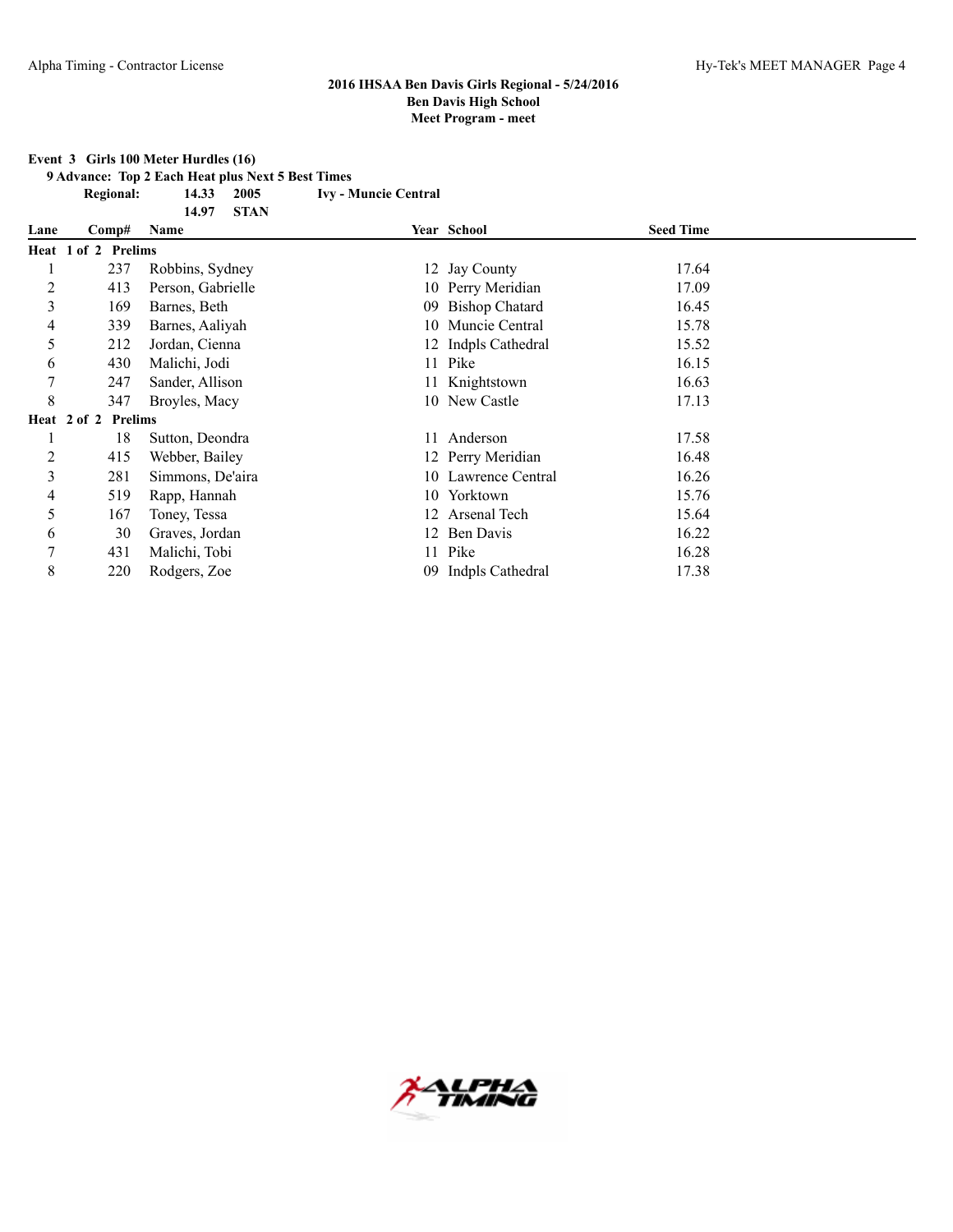# 2016 IHSAA Ben Davis Girls Regional - 5/24/2016
## Ben Davis High School
### Meet Program - meet

**Event 3 Girls 100 Meter Hurdles (16)**

**9 Advance: Top 2 Each Heat plus Next 5 Best Times**

**Regional: 14.33 2005 Ivy - Muncie Central**

**14.97 STAN**

| Lane | Comp# | Name | Year | School | Seed Time |
|---|---|---|---|---|---|
| **Heat 1 of 2 Prelims** | | | | | |
| 1 | 237 | Robbins, Sydney | 12 | Jay County | 17.64 |
| 2 | 413 | Person, Gabrielle | 10 | Perry Meridian | 17.09 |
| 3 | 169 | Barnes, Beth | 09 | Bishop Chatard | 16.45 |
| 4 | 339 | Barnes, Aaliyah | 10 | Muncie Central | 15.78 |
| 5 | 212 | Jordan, Cienna | 12 | Indpls Cathedral | 15.52 |
| 6 | 430 | Malichi, Jodi | 11 | Pike | 16.15 |
| 7 | 247 | Sander, Allison | 11 | Knightstown | 16.63 |
| 8 | 347 | Broyles, Macy | 10 | New Castle | 17.13 |
| **Heat 2 of 2 Prelims** | | | | | |
| 1 | 18 | Sutton, Deondra | 11 | Anderson | 17.58 |
| 2 | 415 | Webber, Bailey | 12 | Perry Meridian | 16.48 |
| 3 | 281 | Simmons, De'aira | 10 | Lawrence Central | 16.26 |
| 4 | 519 | Rapp, Hannah | 10 | Yorktown | 15.76 |
| 5 | 167 | Toney, Tessa | 12 | Arsenal Tech | 15.64 |
| 6 | 30 | Graves, Jordan | 12 | Ben Davis | 16.22 |
| 7 | 431 | Malichi, Tobi | 11 | Pike | 16.28 |
| 8 | 220 | Rodgers, Zoe | 09 | Indpls Cathedral | 17.38 |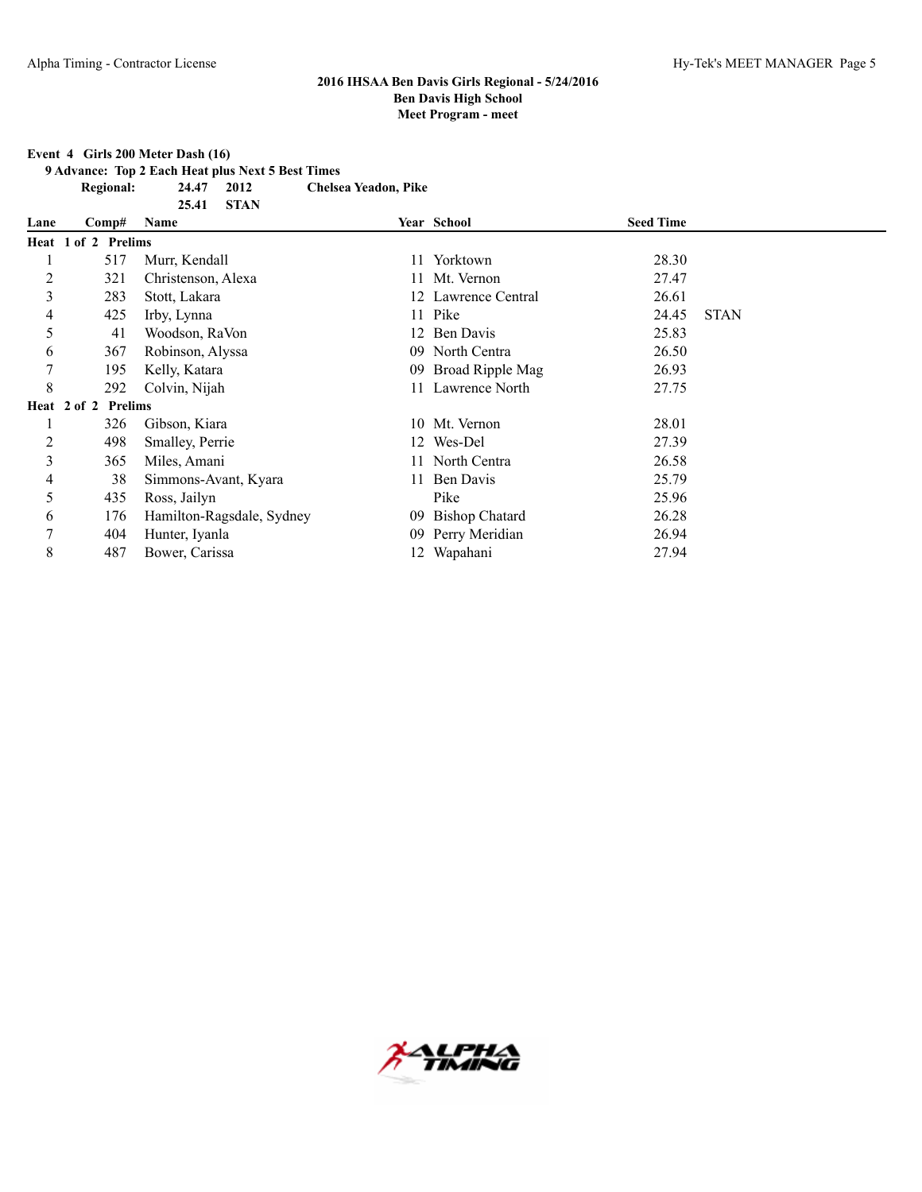## 2016 IHSAA Ben Davis Girls Regional - 5/24/2016
## Ben Davis High School
## Meet Program - meet

**Event 4 Girls 200 Meter Dash (16)**

**9 Advance: Top 2 Each Heat plus Next 5 Best Times**

| | | | |
|---|---|---|---|
| **Regional:** | **24.47** | **2012** | **Chelsea Yeadon, Pike** |
| | **25.41** | **STAN** | |

| Lane | Comp# | Name | Year | School | Seed Time | |
|---|---|---|---|---|---|---|
| **Heat 1 of 2 Prelims** | | | | | | |
| 1 | 517 | Murr, Kendall | 11 | Yorktown | 28.30 | |
| 2 | 321 | Christenson, Alexa | 11 | Mt. Vernon | 27.47 | |
| 3 | 283 | Stott, Lakara | 12 | Lawrence Central | 26.61 | |
| 4 | 425 | Irby, Lynna | 11 | Pike | 24.45 | STAN |
| 5 | 41 | Woodson, RaVon | 12 | Ben Davis | 25.83 | |
| 6 | 367 | Robinson, Alyssa | 09 | North Centra | 26.50 | |
| 7 | 195 | Kelly, Katara | 09 | Broad Ripple Mag | 26.93 | |
| 8 | 292 | Colvin, Nijah | 11 | Lawrence North | 27.75 | |
| **Heat 2 of 2 Prelims** | | | | | | |
| 1 | 326 | Gibson, Kiara | 10 | Mt. Vernon | 28.01 | |
| 2 | 498 | Smalley, Perrie | 12 | Wes-Del | 27.39 | |
| 3 | 365 | Miles, Amani | 11 | North Centra | 26.58 | |
| 4 | 38 | Simmons-Avant, Kyara | 11 | Ben Davis | 25.79 | |
| 5 | 435 | Ross, Jailyn | | Pike | 25.96 | |
| 6 | 176 | Hamilton-Ragsdale, Sydney | 09 | Bishop Chatard | 26.28 | |
| 7 | 404 | Hunter, Iyanla | 09 | Perry Meridian | 26.94 | |
| 8 | 487 | Bower, Carissa | 12 | Wapahani | 27.94 | |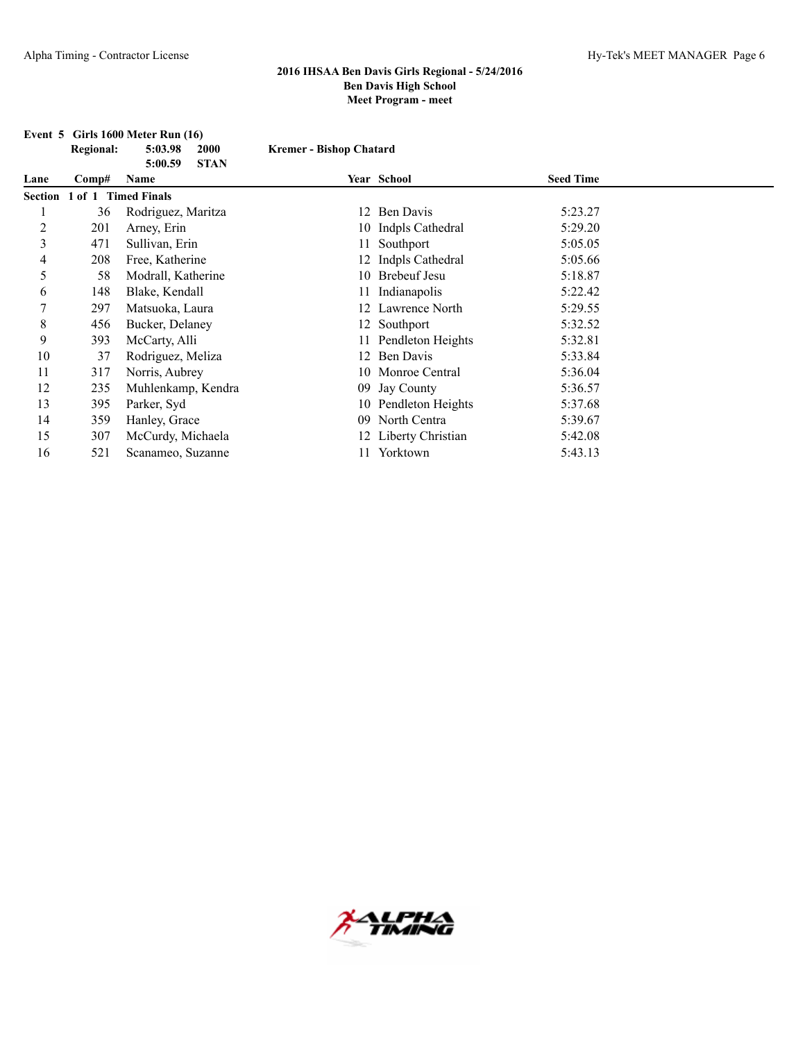## 2016 IHSAA Ben Davis Girls Regional - 5/24/2016
## Ben Davis High School
## Meet Program - meet

**Event 5 Girls 1600 Meter Run (16)**

| | | | |
|---|---|---|---|
| **Regional:** | **5:03.98** | **2000** | **Kremer - Bishop Chatard** |
| | **5:00.59** | **STAN** | |

| Lane | Comp# | Name | Year | School | Seed Time |
|---|---|---|---|---|---|
| **Section 1 of 1 Timed Finals** | | | | | |
| 1 | 36 | Rodriguez, Maritza | 12 | Ben Davis | 5:23.27 |
| 2 | 201 | Arney, Erin | 10 | Indpls Cathedral | 5:29.20 |
| 3 | 471 | Sullivan, Erin | 11 | Southport | 5:05.05 |
| 4 | 208 | Free, Katherine | 12 | Indpls Cathedral | 5:05.66 |
| 5 | 58 | Modrall, Katherine | 10 | Brebeuf Jesu | 5:18.87 |
| 6 | 148 | Blake, Kendall | 11 | Indianapolis | 5:22.42 |
| 7 | 297 | Matsuoka, Laura | 12 | Lawrence North | 5:29.55 |
| 8 | 456 | Bucker, Delaney | 12 | Southport | 5:32.52 |
| 9 | 393 | McCarty, Alli | 11 | Pendleton Heights | 5:32.81 |
| 10 | 37 | Rodriguez, Meliza | 12 | Ben Davis | 5:33.84 |
| 11 | 317 | Norris, Aubrey | 10 | Monroe Central | 5:36.04 |
| 12 | 235 | Muhlenkamp, Kendra | 09 | Jay County | 5:36.57 |
| 13 | 395 | Parker, Syd | 10 | Pendleton Heights | 5:37.68 |
| 14 | 359 | Hanley, Grace | 09 | North Centra | 5:39.67 |
| 15 | 307 | McCurdy, Michaela | 12 | Liberty Christian | 5:42.08 |
| 16 | 521 | Scanameo, Suzanne | 11 | Yorktown | 5:43.13 |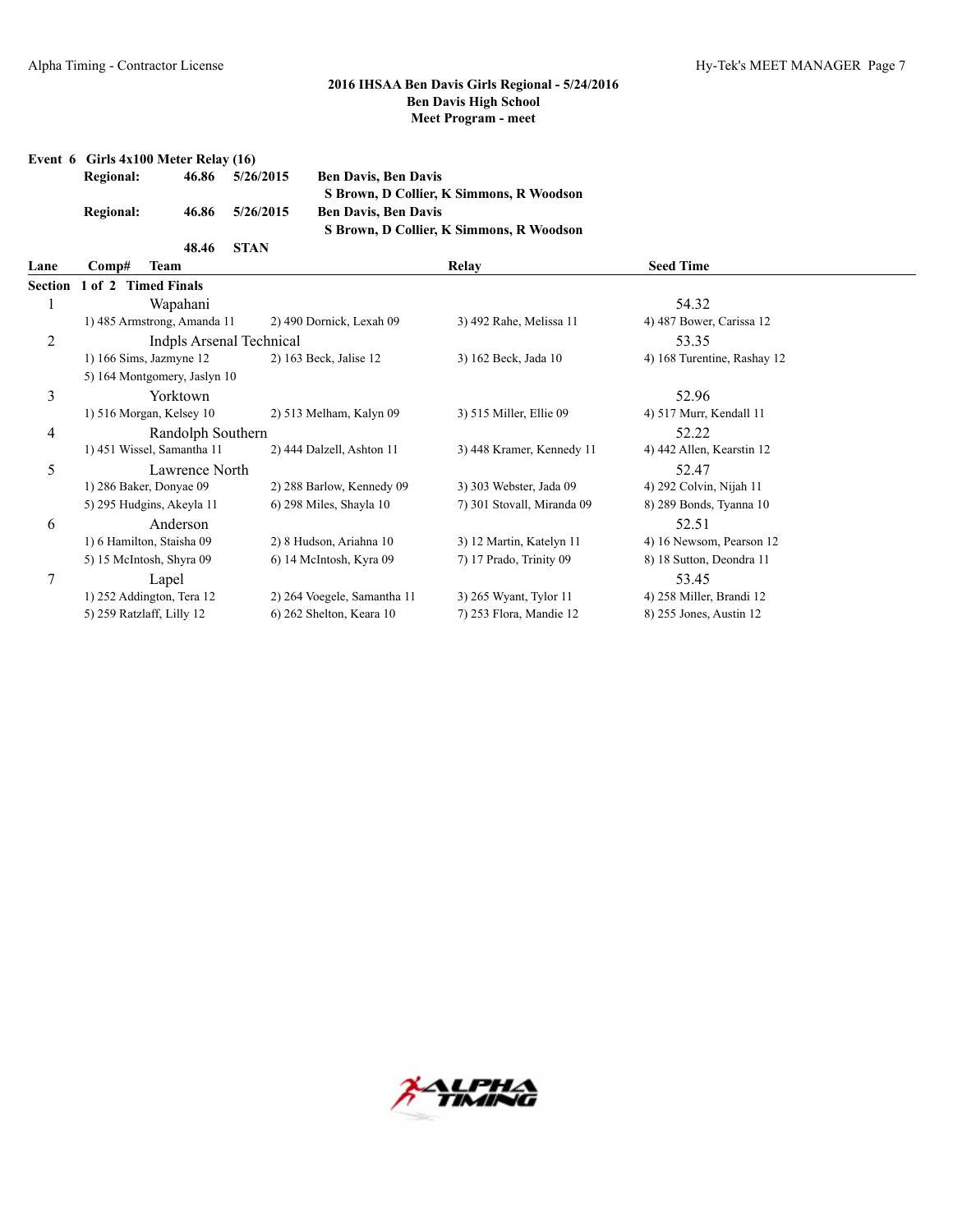## 2016 IHSAA Ben Davis Girls Regional - 5/24/2016
### Ben Davis High School
### Meet Program - meet

**Event 6 Girls 4x100 Meter Relay (16)**

| | | | |
|---|---|---|---|
| **Regional:** | **46.86** | **5/26/2015** | **Ben Davis, Ben Davis** |
| | | | **S Brown, D Collier, K Simmons, R Woodson** |
| **Regional:** | **46.86** | **5/26/2015** | **Ben Davis, Ben Davis** |
| | | | **S Brown, D Collier, K Simmons, R Woodson** |
| | **48.46** | **STAN** | |

**Section 1 of 2 Timed Finals**

| Lane | Comp# Team | | Relay | Seed Time |
|---|---|---|---|---|
| 1 | Wapahani | | | 54.32 |
| | 1) 485 Armstrong, Amanda 11 | 2) 490 Dornick, Lexah 09 | 3) 492 Rahe, Melissa 11 | 4) 487 Bower, Carissa 12 |
| 2 | Indpls Arsenal Technical | | | 53.35 |
| | 1) 166 Sims, Jazmyne 12 | 2) 163 Beck, Jalise 12 | 3) 162 Beck, Jada 10 | 4) 168 Turentine, Rashay 12 |
| | 5) 164 Montgomery, Jaslyn 10 | | | |
| 3 | Yorktown | | | 52.96 |
| | 1) 516 Morgan, Kelsey 10 | 2) 513 Melham, Kalyn 09 | 3) 515 Miller, Ellie 09 | 4) 517 Murr, Kendall 11 |
| 4 | Randolph Southern | | | 52.22 |
| | 1) 451 Wissel, Samantha 11 | 2) 444 Dalzell, Ashton 11 | 3) 448 Kramer, Kennedy 11 | 4) 442 Allen, Kearstin 12 |
| 5 | Lawrence North | | | 52.47 |
| | 1) 286 Baker, Donyae 09 | 2) 288 Barlow, Kennedy 09 | 3) 303 Webster, Jada 09 | 4) 292 Colvin, Nijah 11 |
| | 5) 295 Hudgins, Akeyla 11 | 6) 298 Miles, Shayla 10 | 7) 301 Stovall, Miranda 09 | 8) 289 Bonds, Tyanna 10 |
| 6 | Anderson | | | 52.51 |
| | 1) 6 Hamilton, Staisha 09 | 2) 8 Hudson, Ariahna 10 | 3) 12 Martin, Katelyn 11 | 4) 16 Newsom, Pearson 12 |
| | 5) 15 McIntosh, Shyra 09 | 6) 14 McIntosh, Kyra 09 | 7) 17 Prado, Trinity 09 | 8) 18 Sutton, Deondra 11 |
| 7 | Lapel | | | 53.45 |
| | 1) 252 Addington, Tera 12 | 2) 264 Voegele, Samantha 11 | 3) 265 Wyant, Tylor 11 | 4) 258 Miller, Brandi 12 |
| | 5) 259 Ratzlaff, Lilly 12 | 6) 262 Shelton, Keara 10 | 7) 253 Flora, Mandie 12 | 8) 255 Jones, Austin 12 |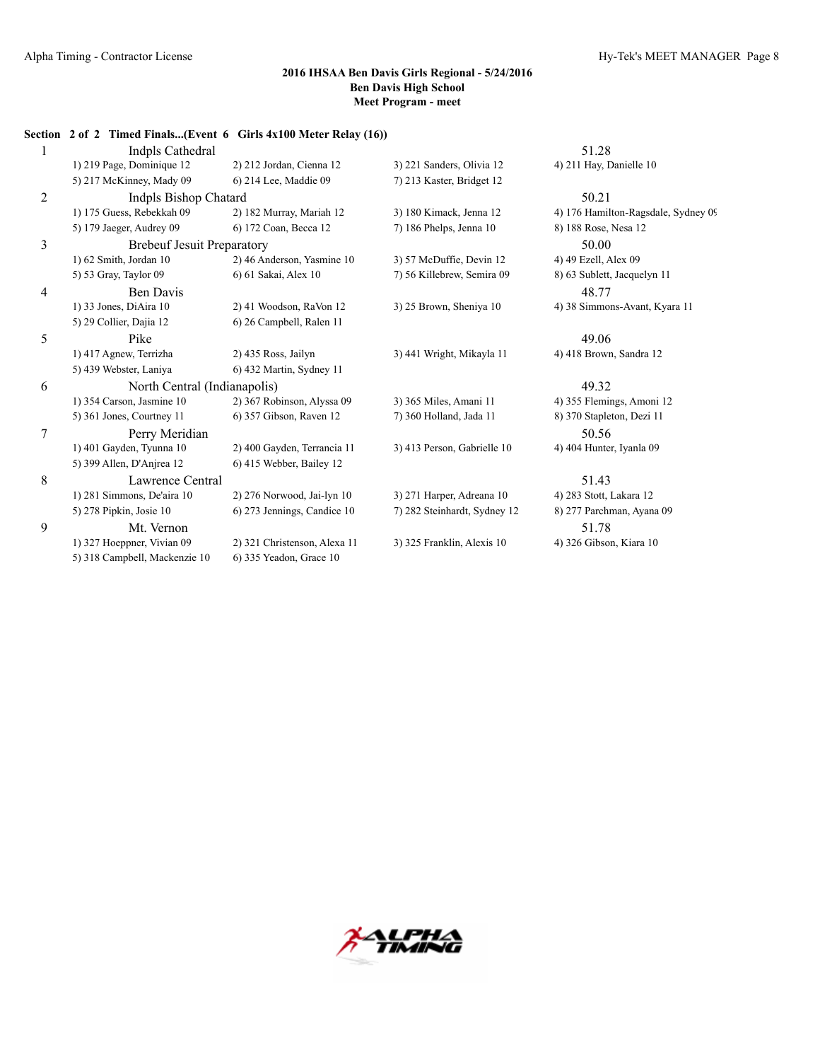### 2016 IHSAA Ben Davis Girls Regional - 5/24/2016
### Ben Davis High School
### Meet Program - meet

**Section 2 of 2 Timed Finals...(Event 6 Girls 4x100 Meter Relay (16))**

| Lane | Team | | | | Seed |
|---|---|---|---|---|---|
| 1 | Indpls Cathedral | | | | 51.28 |
| | 1) 219 Page, Dominique 12 | 2) 212 Jordan, Cienna 12 | 3) 221 Sanders, Olivia 12 | 4) 211 Hay, Danielle 10 | |
| | 5) 217 McKinney, Mady 09 | 6) 214 Lee, Maddie 09 | 7) 213 Kaster, Bridget 12 | | |
| 2 | Indpls Bishop Chatard | | | | 50.21 |
| | 1) 175 Guess, Rebekkah 09 | 2) 182 Murray, Mariah 12 | 3) 180 Kimack, Jenna 12 | 4) 176 Hamilton-Ragsdale, Sydney 09 | |
| | 5) 179 Jaeger, Audrey 09 | 6) 172 Coan, Becca 12 | 7) 186 Phelps, Jenna 10 | 8) 188 Rose, Nesa 12 | |
| 3 | Brebeuf Jesuit Preparatory | | | | 50.00 |
| | 1) 62 Smith, Jordan 10 | 2) 46 Anderson, Yasmine 10 | 3) 57 McDuffie, Devin 12 | 4) 49 Ezell, Alex 09 | |
| | 5) 53 Gray, Taylor 09 | 6) 61 Sakai, Alex 10 | 7) 56 Killebrew, Semira 09 | 8) 63 Sublett, Jacquelyn 11 | |
| 4 | Ben Davis | | | | 48.77 |
| | 1) 33 Jones, DiAira 10 | 2) 41 Woodson, RaVon 12 | 3) 25 Brown, Sheniya 10 | 4) 38 Simmons-Avant, Kyara 11 | |
| | 5) 29 Collier, Dajia 12 | 6) 26 Campbell, Ralen 11 | | | |
| 5 | Pike | | | | 49.06 |
| | 1) 417 Agnew, Terrizha | 2) 435 Ross, Jailyn | 3) 441 Wright, Mikayla 11 | 4) 418 Brown, Sandra 12 | |
| | 5) 439 Webster, Laniya | 6) 432 Martin, Sydney 11 | | | |
| 6 | North Central (Indianapolis) | | | | 49.32 |
| | 1) 354 Carson, Jasmine 10 | 2) 367 Robinson, Alyssa 09 | 3) 365 Miles, Amani 11 | 4) 355 Flemings, Amoni 12 | |
| | 5) 361 Jones, Courtney 11 | 6) 357 Gibson, Raven 12 | 7) 360 Holland, Jada 11 | 8) 370 Stapleton, Dezi 11 | |
| 7 | Perry Meridian | | | | 50.56 |
| | 1) 401 Gayden, Tyunna 10 | 2) 400 Gayden, Terrancia 11 | 3) 413 Person, Gabrielle 10 | 4) 404 Hunter, Iyanla 09 | |
| | 5) 399 Allen, D'Anjrea 12 | 6) 415 Webber, Bailey 12 | | | |
| 8 | Lawrence Central | | | | 51.43 |
| | 1) 281 Simmons, De'aira 10 | 2) 276 Norwood, Jai-lyn 10 | 3) 271 Harper, Adreana 10 | 4) 283 Stott, Lakara 12 | |
| | 5) 278 Pipkin, Josie 10 | 6) 273 Jennings, Candice 10 | 7) 282 Steinhardt, Sydney 12 | 8) 277 Parchman, Ayana 09 | |
| 9 | Mt. Vernon | | | | 51.78 |
| | 1) 327 Hoeppner, Vivian 09 | 2) 321 Christenson, Alexa 11 | 3) 325 Franklin, Alexis 10 | 4) 326 Gibson, Kiara 10 | |
| | 5) 318 Campbell, Mackenzie 10 | 6) 335 Yeadon, Grace 10 | | | |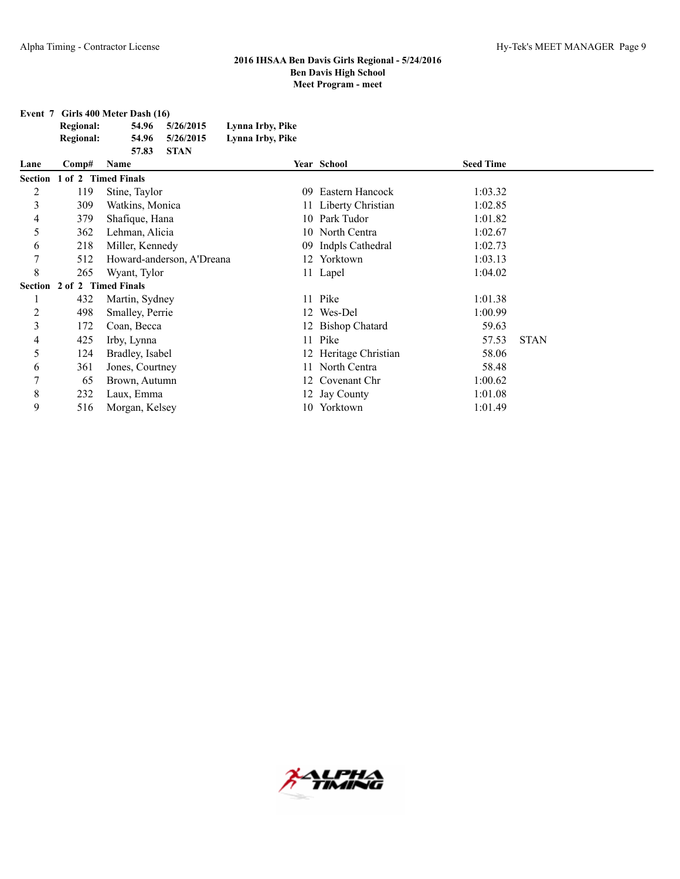## 2016 IHSAA Ben Davis Girls Regional - 5/24/2016
## Ben Davis High School
## Meet Program - meet

### Event 7 Girls 400 Meter Dash (16)

| | | | |
|---|---|---|---|
| **Regional:** | **54.96** | **5/26/2015** | **Lynna Irby, Pike** |
| **Regional:** | **54.96** | **5/26/2015** | **Lynna Irby, Pike** |
| | **57.83** | **STAN** | |

| Lane | Comp# | Name | Year | School | Seed Time | |
|---|---|---|---|---|---|---|
| **Section 1 of 2 Timed Finals** | | | | | | |
| 2 | 119 | Stine, Taylor | 09 | Eastern Hancock | 1:03.32 | |
| 3 | 309 | Watkins, Monica | 11 | Liberty Christian | 1:02.85 | |
| 4 | 379 | Shafique, Hana | 10 | Park Tudor | 1:01.82 | |
| 5 | 362 | Lehman, Alicia | 10 | North Centra | 1:02.67 | |
| 6 | 218 | Miller, Kennedy | 09 | Indpls Cathedral | 1:02.73 | |
| 7 | 512 | Howard-anderson, A'Dreana | 12 | Yorktown | 1:03.13 | |
| 8 | 265 | Wyant, Tylor | 11 | Lapel | 1:04.02 | |
| **Section 2 of 2 Timed Finals** | | | | | | |
| 1 | 432 | Martin, Sydney | 11 | Pike | 1:01.38 | |
| 2 | 498 | Smalley, Perrie | 12 | Wes-Del | 1:00.99 | |
| 3 | 172 | Coan, Becca | 12 | Bishop Chatard | 59.63 | |
| 4 | 425 | Irby, Lynna | 11 | Pike | 57.53 | STAN |
| 5 | 124 | Bradley, Isabel | 12 | Heritage Christian | 58.06 | |
| 6 | 361 | Jones, Courtney | 11 | North Centra | 58.48 | |
| 7 | 65 | Brown, Autumn | 12 | Covenant Chr | 1:00.62 | |
| 8 | 232 | Laux, Emma | 12 | Jay County | 1:01.08 | |
| 9 | 516 | Morgan, Kelsey | 10 | Yorktown | 1:01.49 | |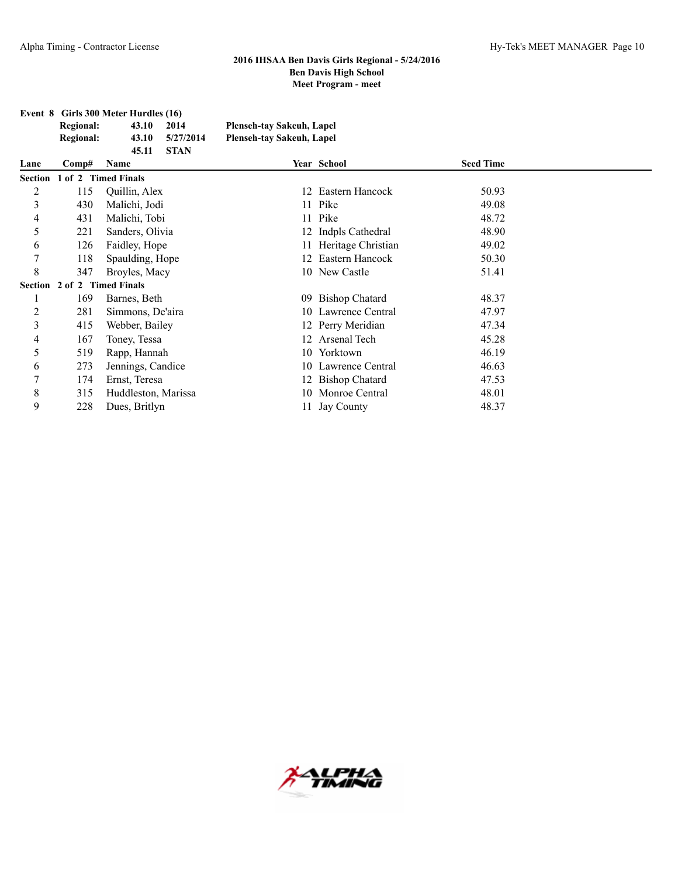**2016 IHSAA Ben Davis Girls Regional - 5/24/2016**
**Ben Davis High School**
**Meet Program - meet**

**Event 8 Girls 300 Meter Hurdles (16)**

| | | | |
|---|---|---|---|
| **Regional:** | **43.10** | **2014** | **Plenseh-tay Sakeuh, Lapel** |
| **Regional:** | **43.10** | **5/27/2014** | **Plenseh-tay Sakeuh, Lapel** |
| | **45.11** | **STAN** | |

| Lane | Comp# | Name | Year | School | Seed Time |
|---|---|---|---|---|---|
| **Section 1 of 2 Timed Finals** | | | | | |
| 2 | 115 | Quillin, Alex | 12 | Eastern Hancock | 50.93 |
| 3 | 430 | Malichi, Jodi | 11 | Pike | 49.08 |
| 4 | 431 | Malichi, Tobi | 11 | Pike | 48.72 |
| 5 | 221 | Sanders, Olivia | 12 | Indpls Cathedral | 48.90 |
| 6 | 126 | Faidley, Hope | 11 | Heritage Christian | 49.02 |
| 7 | 118 | Spaulding, Hope | 12 | Eastern Hancock | 50.30 |
| 8 | 347 | Broyles, Macy | 10 | New Castle | 51.41 |
| **Section 2 of 2 Timed Finals** | | | | | |
| 1 | 169 | Barnes, Beth | 09 | Bishop Chatard | 48.37 |
| 2 | 281 | Simmons, De'aira | 10 | Lawrence Central | 47.97 |
| 3 | 415 | Webber, Bailey | 12 | Perry Meridian | 47.34 |
| 4 | 167 | Toney, Tessa | 12 | Arsenal Tech | 45.28 |
| 5 | 519 | Rapp, Hannah | 10 | Yorktown | 46.19 |
| 6 | 273 | Jennings, Candice | 10 | Lawrence Central | 46.63 |
| 7 | 174 | Ernst, Teresa | 12 | Bishop Chatard | 47.53 |
| 8 | 315 | Huddleston, Marissa | 10 | Monroe Central | 48.01 |
| 9 | 228 | Dues, Britlyn | 11 | Jay County | 48.37 |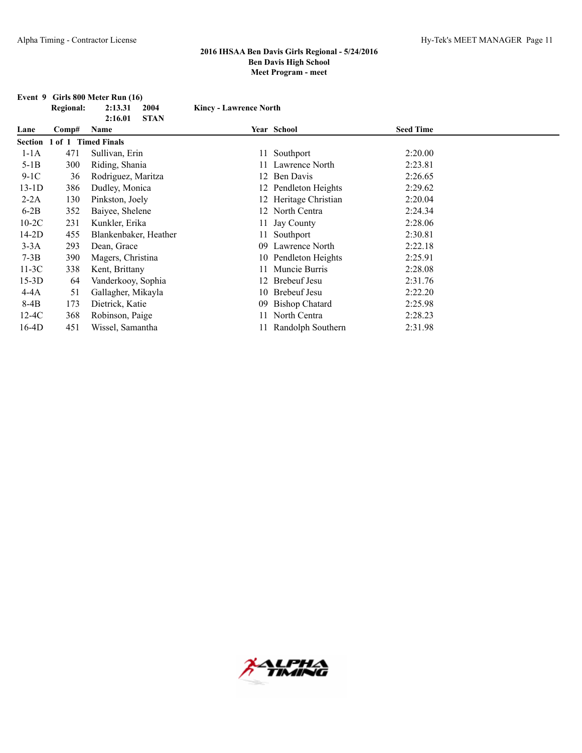**2016 IHSAA Ben Davis Girls Regional - 5/24/2016**
**Ben Davis High School**
**Meet Program - meet**

**Event 9 Girls 800 Meter Run (16)**

| | | | |
|---|---|---|---|
| **Regional:** | **2:13.31** | **2004** | **Kincy - Lawrence North** |
| | **2:16.01** | **STAN** | |

| Lane | Comp# | Name | Year | School | Seed Time |
|---|---|---|---|---|---|
| **Section 1 of 1 Timed Finals** | | | | | |
| 1-1A | 471 | Sullivan, Erin | 11 | Southport | 2:20.00 |
| 5-1B | 300 | Riding, Shania | 11 | Lawrence North | 2:23.81 |
| 9-1C | 36 | Rodriguez, Maritza | 12 | Ben Davis | 2:26.65 |
| 13-1D | 386 | Dudley, Monica | 12 | Pendleton Heights | 2:29.62 |
| 2-2A | 130 | Pinkston, Joely | 12 | Heritage Christian | 2:20.04 |
| 6-2B | 352 | Baiyee, Shelene | 12 | North Centra | 2:24.34 |
| 10-2C | 231 | Kunkler, Erika | 11 | Jay County | 2:28.06 |
| 14-2D | 455 | Blankenbaker, Heather | 11 | Southport | 2:30.81 |
| 3-3A | 293 | Dean, Grace | 09 | Lawrence North | 2:22.18 |
| 7-3B | 390 | Magers, Christina | 10 | Pendleton Heights | 2:25.91 |
| 11-3C | 338 | Kent, Brittany | 11 | Muncie Burris | 2:28.08 |
| 15-3D | 64 | Vanderkooy, Sophia | 12 | Brebeuf Jesu | 2:31.76 |
| 4-4A | 51 | Gallagher, Mikayla | 10 | Brebeuf Jesu | 2:22.20 |
| 8-4B | 173 | Dietrick, Katie | 09 | Bishop Chatard | 2:25.98 |
| 12-4C | 368 | Robinson, Paige | 11 | North Centra | 2:28.23 |
| 16-4D | 451 | Wissel, Samantha | 11 | Randolph Southern | 2:31.98 |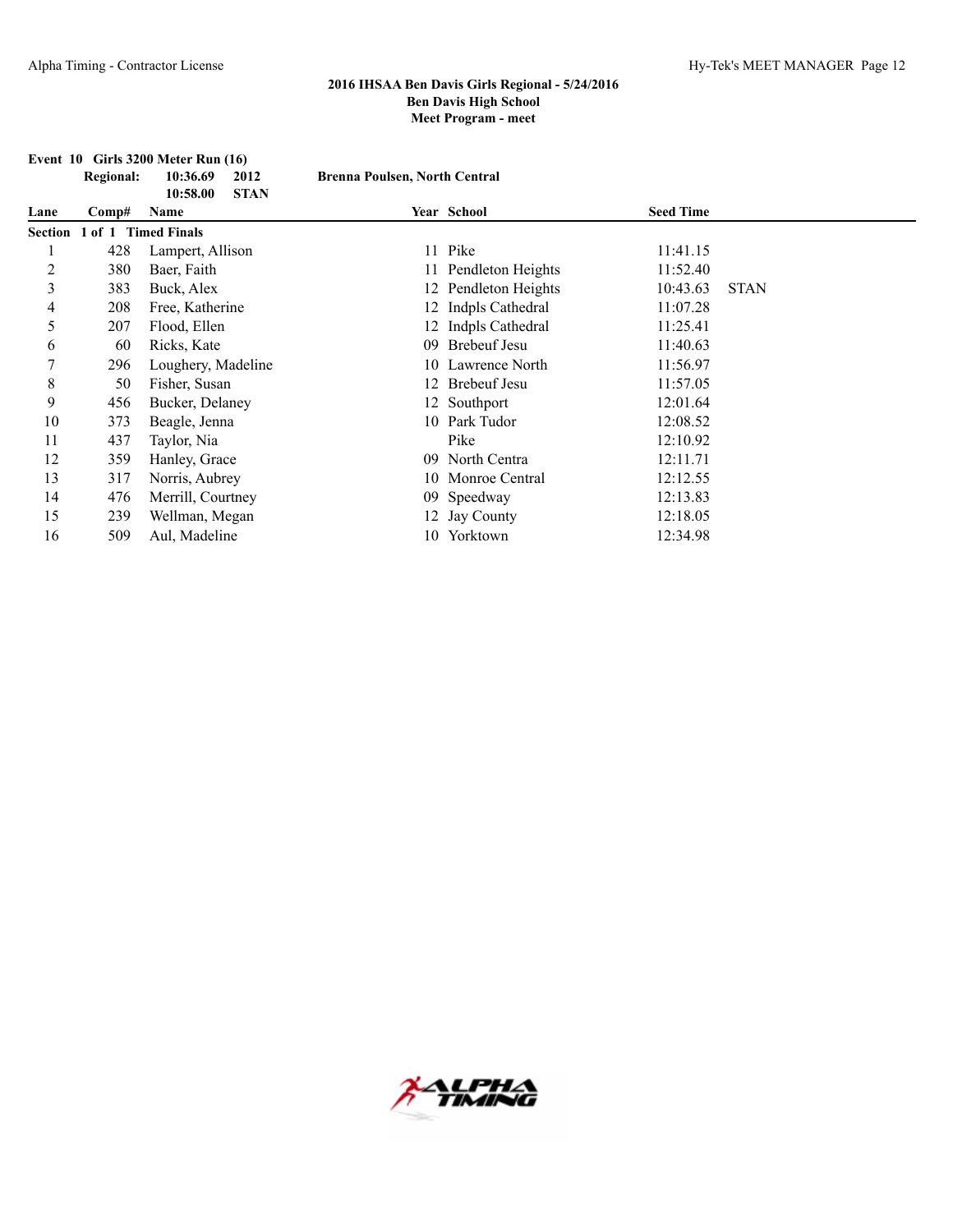**2016 IHSAA Ben Davis Girls Regional - 5/24/2016**
**Ben Davis High School**
**Meet Program - meet**

**Event 10 Girls 3200 Meter Run (16)**

| | | | |
|---|---|---|---|
| **Regional:** | **10:36.69** | **2012** | **Brenna Poulsen, North Central** |
| | **10:58.00** | **STAN** | |

| Lane | Comp# | Name | Year | School | Seed Time | |
|---|---|---|---|---|---|---|
| **Section 1 of 1 Timed Finals** | | | | | | |
| 1 | 428 | Lampert, Allison | 11 | Pike | 11:41.15 | |
| 2 | 380 | Baer, Faith | 11 | Pendleton Heights | 11:52.40 | |
| 3 | 383 | Buck, Alex | 12 | Pendleton Heights | 10:43.63 | STAN |
| 4 | 208 | Free, Katherine | 12 | Indpls Cathedral | 11:07.28 | |
| 5 | 207 | Flood, Ellen | 12 | Indpls Cathedral | 11:25.41 | |
| 6 | 60 | Ricks, Kate | 09 | Brebeuf Jesu | 11:40.63 | |
| 7 | 296 | Loughery, Madeline | 10 | Lawrence North | 11:56.97 | |
| 8 | 50 | Fisher, Susan | 12 | Brebeuf Jesu | 11:57.05 | |
| 9 | 456 | Bucker, Delaney | 12 | Southport | 12:01.64 | |
| 10 | 373 | Beagle, Jenna | 10 | Park Tudor | 12:08.52 | |
| 11 | 437 | Taylor, Nia | | Pike | 12:10.92 | |
| 12 | 359 | Hanley, Grace | 09 | North Centra | 12:11.71 | |
| 13 | 317 | Norris, Aubrey | 10 | Monroe Central | 12:12.55 | |
| 14 | 476 | Merrill, Courtney | 09 | Speedway | 12:13.83 | |
| 15 | 239 | Wellman, Megan | 12 | Jay County | 12:18.05 | |
| 16 | 509 | Aul, Madeline | 10 | Yorktown | 12:34.98 | |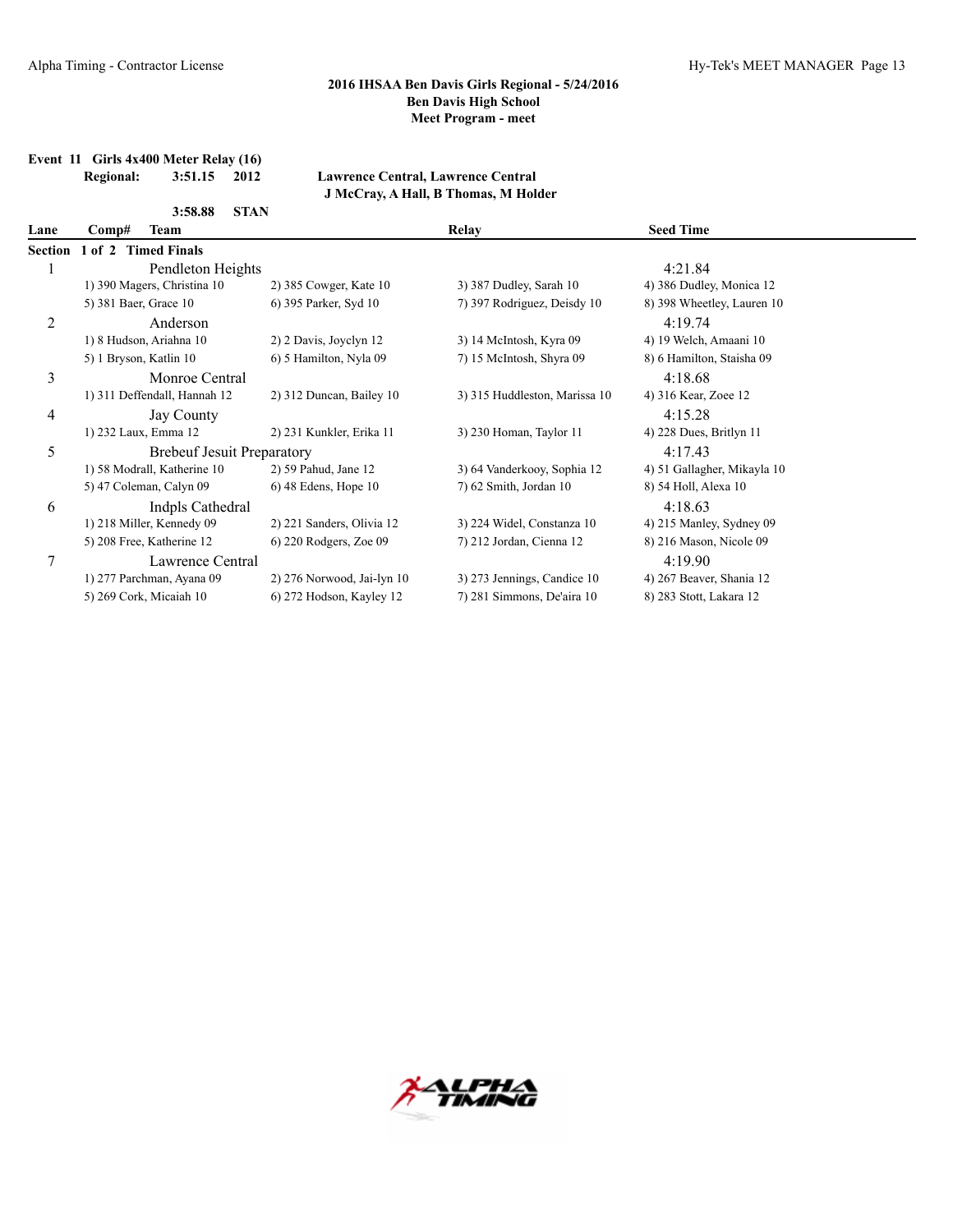### 2016 IHSAA Ben Davis Girls Regional - 5/24/2016
### Ben Davis High School
### Meet Program - meet

**Event 11 Girls 4x400 Meter Relay (16)**

**Regional:** **3:51.15** **2012** **Lawrence Central, Lawrence Central**
**J McCray, A Hall, B Thomas, M Holder**

**3:58.88** **STAN**

| Lane | Comp# | Team | Relay | Seed Time |
|---|---|---|---|---|
| **Section 1 of 2 Timed Finals** | | | | |
| 1 | | Pendleton Heights | | 4:21.84 |
| | 1) 390 Magers, Christina 10 | 2) 385 Cowger, Kate 10 | 3) 387 Dudley, Sarah 10 | 4) 386 Dudley, Monica 12 |
| | 5) 381 Baer, Grace 10 | 6) 395 Parker, Syd 10 | 7) 397 Rodriguez, Deisdy 10 | 8) 398 Wheetley, Lauren 10 |
| 2 | | Anderson | | 4:19.74 |
| | 1) 8 Hudson, Ariahna 10 | 2) 2 Davis, Joyclyn 12 | 3) 14 McIntosh, Kyra 09 | 4) 19 Welch, Amaani 10 |
| | 5) 1 Bryson, Katlin 10 | 6) 5 Hamilton, Nyla 09 | 7) 15 McIntosh, Shyra 09 | 8) 6 Hamilton, Staisha 09 |
| 3 | | Monroe Central | | 4:18.68 |
| | 1) 311 Deffendall, Hannah 12 | 2) 312 Duncan, Bailey 10 | 3) 315 Huddleston, Marissa 10 | 4) 316 Kear, Zoee 12 |
| 4 | | Jay County | | 4:15.28 |
| | 1) 232 Laux, Emma 12 | 2) 231 Kunkler, Erika 11 | 3) 230 Homan, Taylor 11 | 4) 228 Dues, Britlyn 11 |
| 5 | | Brebeuf Jesuit Preparatory | | 4:17.43 |
| | 1) 58 Modrall, Katherine 10 | 2) 59 Pahud, Jane 12 | 3) 64 Vanderkooy, Sophia 12 | 4) 51 Gallagher, Mikayla 10 |
| | 5) 47 Coleman, Calyn 09 | 6) 48 Edens, Hope 10 | 7) 62 Smith, Jordan 10 | 8) 54 Holl, Alexa 10 |
| 6 | | Indpls Cathedral | | 4:18.63 |
| | 1) 218 Miller, Kennedy 09 | 2) 221 Sanders, Olivia 12 | 3) 224 Widel, Constanza 10 | 4) 215 Manley, Sydney 09 |
| | 5) 208 Free, Katherine 12 | 6) 220 Rodgers, Zoe 09 | 7) 212 Jordan, Cienna 12 | 8) 216 Mason, Nicole 09 |
| 7 | | Lawrence Central | | 4:19.90 |
| | 1) 277 Parchman, Ayana 09 | 2) 276 Norwood, Jai-lyn 10 | 3) 273 Jennings, Candice 10 | 4) 267 Beaver, Shania 12 |
| | 5) 269 Cork, Micaiah 10 | 6) 272 Hodson, Kayley 12 | 7) 281 Simmons, De'aira 10 | 8) 283 Stott, Lakara 12 |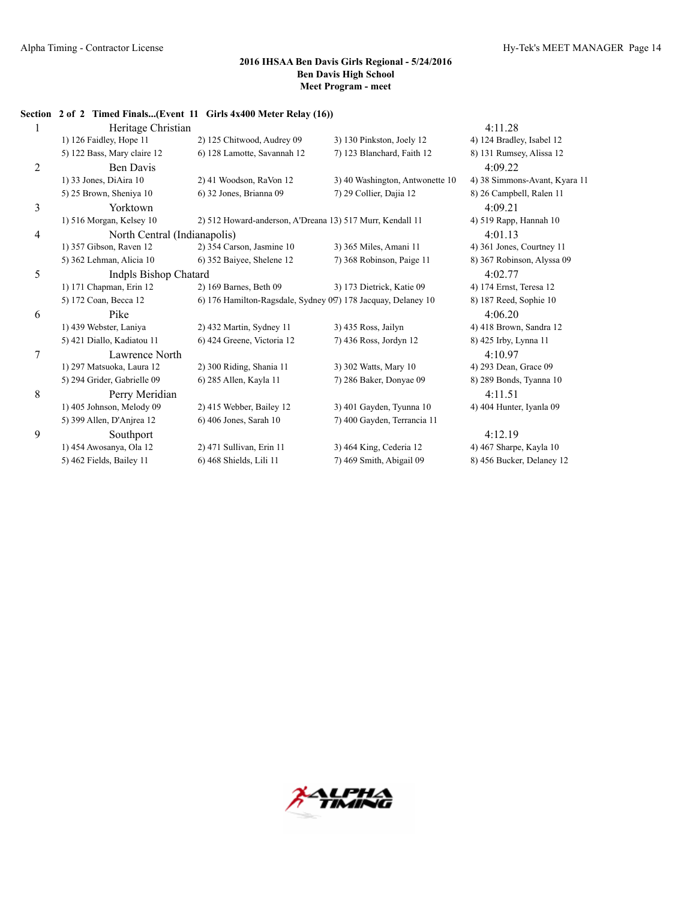### 2016 IHSAA Ben Davis Girls Regional - 5/24/2016
### Ben Davis High School
### Meet Program - meet

**Section 2 of 2 Timed Finals...(Event 11 Girls 4x400 Meter Relay (16))**

| Lane | Team | | | | Seed |
|---|---|---|---|---|---|
| 1 | Heritage Christian | | | | 4:11.28 |
| | 1) 126 Faidley, Hope 11 | 2) 125 Chitwood, Audrey 09 | 3) 130 Pinkston, Joely 12 | 4) 124 Bradley, Isabel 12 | |
| | 5) 122 Bass, Mary claire 12 | 6) 128 Lamotte, Savannah 12 | 7) 123 Blanchard, Faith 12 | 8) 131 Rumsey, Alissa 12 | |
| 2 | Ben Davis | | | | 4:09.22 |
| | 1) 33 Jones, DiAira 10 | 2) 41 Woodson, RaVon 12 | 3) 40 Washington, Antwonette 10 | 4) 38 Simmons-Avant, Kyara 11 | |
| | 5) 25 Brown, Sheniya 10 | 6) 32 Jones, Brianna 09 | 7) 29 Collier, Dajia 12 | 8) 26 Campbell, Ralen 11 | |
| 3 | Yorktown | | | | 4:09.21 |
| | 1) 516 Morgan, Kelsey 10 | 2) 512 Howard-anderson, A'Dreana 13 | 3) 517 Murr, Kendall 11 | 4) 519 Rapp, Hannah 10 | |
| 4 | North Central (Indianapolis) | | | | 4:01.13 |
| | 1) 357 Gibson, Raven 12 | 2) 354 Carson, Jasmine 10 | 3) 365 Miles, Amani 11 | 4) 361 Jones, Courtney 11 | |
| | 5) 362 Lehman, Alicia 10 | 6) 352 Baiyee, Shelene 12 | 7) 368 Robinson, Paige 11 | 8) 367 Robinson, Alyssa 09 | |
| 5 | Indpls Bishop Chatard | | | | 4:02.77 |
| | 1) 171 Chapman, Erin 12 | 2) 169 Barnes, Beth 09 | 3) 173 Dietrick, Katie 09 | 4) 174 Ernst, Teresa 12 | |
| | 5) 172 Coan, Becca 12 | 6) 176 Hamilton-Ragsdale, Sydney 09 | 7) 178 Jacquay, Delaney 10 | 8) 187 Reed, Sophie 10 | |
| 6 | Pike | | | | 4:06.20 |
| | 1) 439 Webster, Laniya | 2) 432 Martin, Sydney 11 | 3) 435 Ross, Jailyn | 4) 418 Brown, Sandra 12 | |
| | 5) 421 Diallo, Kadiatou 11 | 6) 424 Greene, Victoria 12 | 7) 436 Ross, Jordyn 12 | 8) 425 Irby, Lynna 11 | |
| 7 | Lawrence North | | | | 4:10.97 |
| | 1) 297 Matsuoka, Laura 12 | 2) 300 Riding, Shania 11 | 3) 302 Watts, Mary 10 | 4) 293 Dean, Grace 09 | |
| | 5) 294 Grider, Gabrielle 09 | 6) 285 Allen, Kayla 11 | 7) 286 Baker, Donyae 09 | 8) 289 Bonds, Tyanna 10 | |
| 8 | Perry Meridian | | | | 4:11.51 |
| | 1) 405 Johnson, Melody 09 | 2) 415 Webber, Bailey 12 | 3) 401 Gayden, Tyunna 10 | 4) 404 Hunter, Iyanla 09 | |
| | 5) 399 Allen, D'Anjrea 12 | 6) 406 Jones, Sarah 10 | 7) 400 Gayden, Terrancia 11 | | |
| 9 | Southport | | | | 4:12.19 |
| | 1) 454 Awosanya, Ola 12 | 2) 471 Sullivan, Erin 11 | 3) 464 King, Cederia 12 | 4) 467 Sharpe, Kayla 10 | |
| | 5) 462 Fields, Bailey 11 | 6) 468 Shields, Lili 11 | 7) 469 Smith, Abigail 09 | 8) 456 Bucker, Delaney 12 | |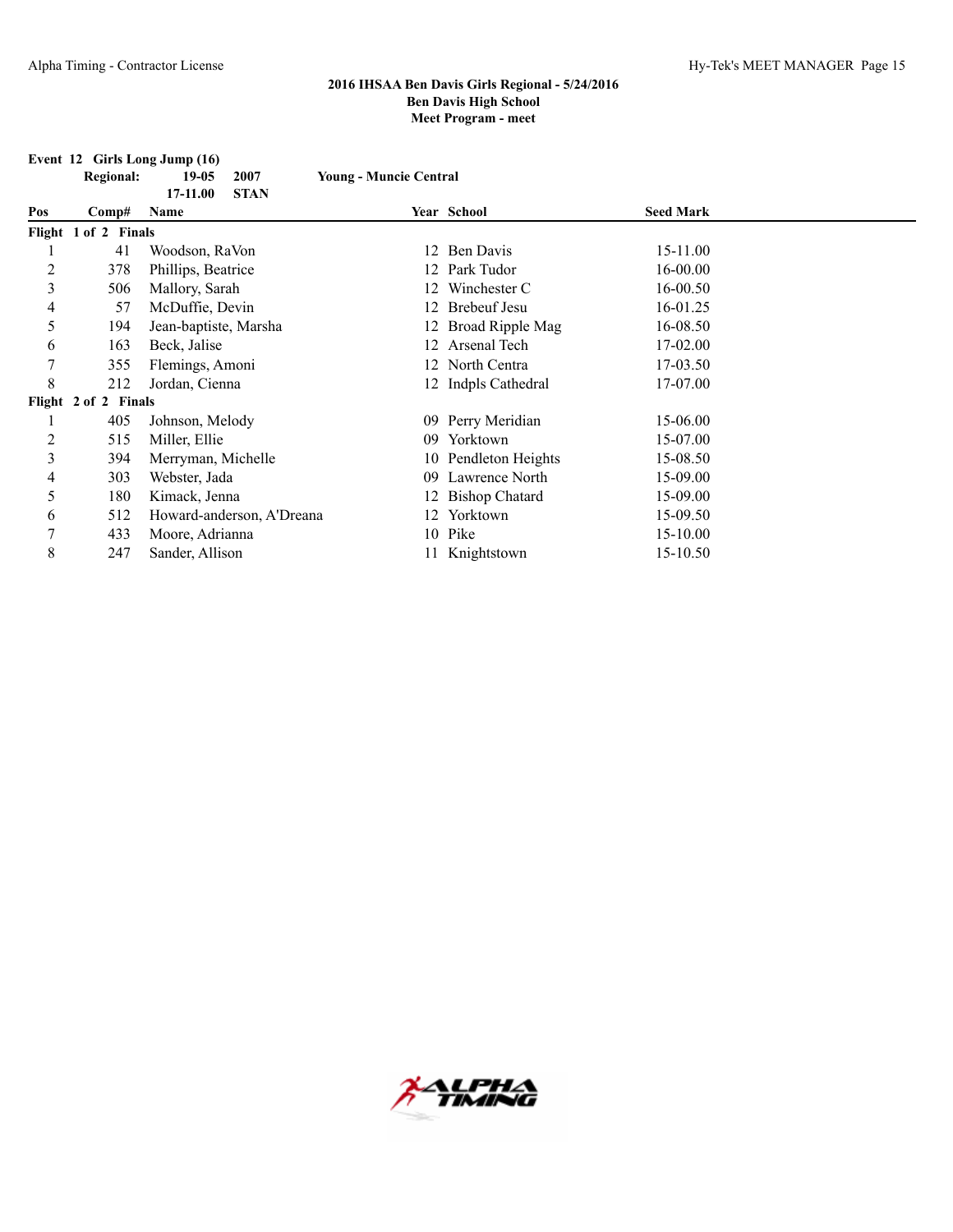## 2016 IHSAA Ben Davis Girls Regional - 5/24/2016
## Ben Davis High School
## Meet Program - meet

### Event 12 Girls Long Jump (16)

**Regional:** 19-05 2007 Young - Muncie Central
17-11.00 STAN

| Pos | Comp# | Name | Year | School | Seed Mark |
|---|---|---|---|---|---|
| **Flight 1 of 2 Finals** | | | | | |
| 1 | 41 | Woodson, RaVon | 12 | Ben Davis | 15-11.00 |
| 2 | 378 | Phillips, Beatrice | 12 | Park Tudor | 16-00.00 |
| 3 | 506 | Mallory, Sarah | 12 | Winchester C | 16-00.50 |
| 4 | 57 | McDuffie, Devin | 12 | Brebeuf Jesu | 16-01.25 |
| 5 | 194 | Jean-baptiste, Marsha | 12 | Broad Ripple Mag | 16-08.50 |
| 6 | 163 | Beck, Jalise | 12 | Arsenal Tech | 17-02.00 |
| 7 | 355 | Flemings, Amoni | 12 | North Centra | 17-03.50 |
| 8 | 212 | Jordan, Cienna | 12 | Indpls Cathedral | 17-07.00 |
| **Flight 2 of 2 Finals** | | | | | |
| 1 | 405 | Johnson, Melody | 09 | Perry Meridian | 15-06.00 |
| 2 | 515 | Miller, Ellie | 09 | Yorktown | 15-07.00 |
| 3 | 394 | Merryman, Michelle | 10 | Pendleton Heights | 15-08.50 |
| 4 | 303 | Webster, Jada | 09 | Lawrence North | 15-09.00 |
| 5 | 180 | Kimack, Jenna | 12 | Bishop Chatard | 15-09.00 |
| 6 | 512 | Howard-anderson, A'Dreana | 12 | Yorktown | 15-09.50 |
| 7 | 433 | Moore, Adrianna | 10 | Pike | 15-10.00 |
| 8 | 247 | Sander, Allison | 11 | Knightstown | 15-10.50 |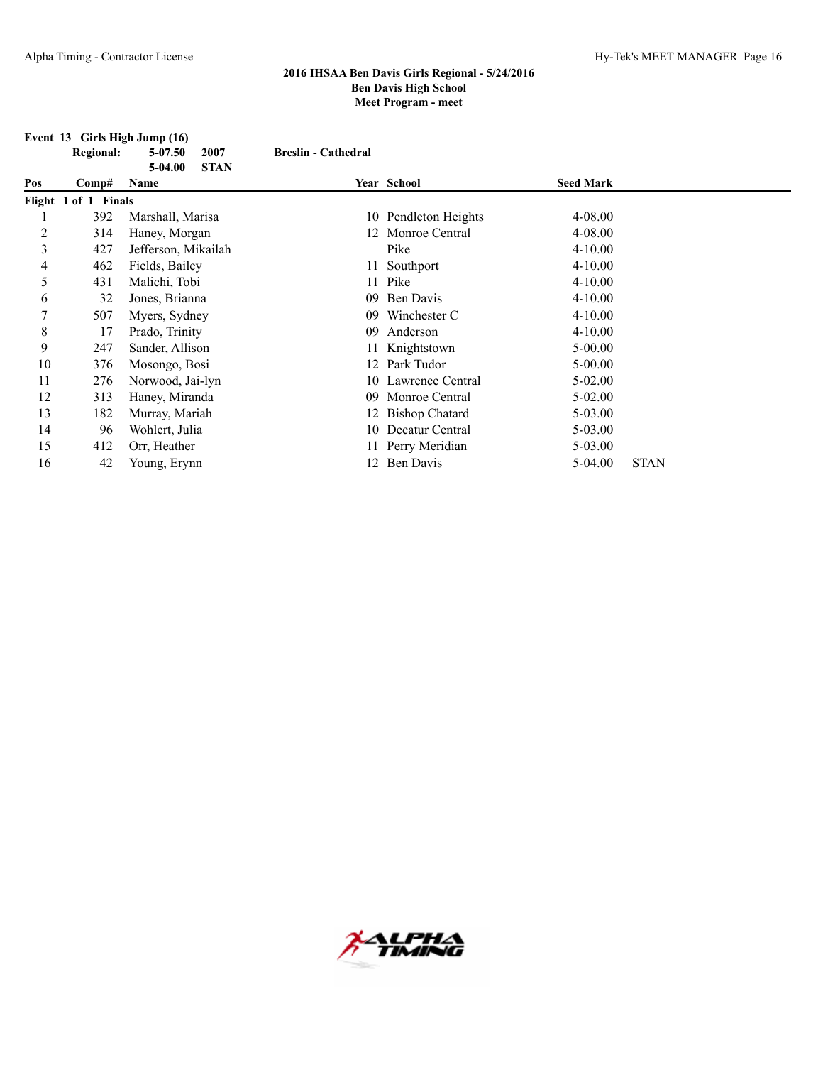## 2016 IHSAA Ben Davis Girls Regional - 5/24/2016
### Ben Davis High School
### Meet Program - meet

**Event 13 Girls High Jump (16)**

**Regional:** 5-07.50 2007 **Breslin - Cathedral**
5-04.00 **STAN**

| Pos | Comp# | Name | Year | School | Seed Mark | |
|---|---|---|---|---|---|---|
| **Flight 1 of 1 Finals** | | | | | | |
| 1 | 392 | Marshall, Marisa | 10 | Pendleton Heights | 4-08.00 | |
| 2 | 314 | Haney, Morgan | 12 | Monroe Central | 4-08.00 | |
| 3 | 427 | Jefferson, Mikailah | | Pike | 4-10.00 | |
| 4 | 462 | Fields, Bailey | 11 | Southport | 4-10.00 | |
| 5 | 431 | Malichi, Tobi | 11 | Pike | 4-10.00 | |
| 6 | 32 | Jones, Brianna | 09 | Ben Davis | 4-10.00 | |
| 7 | 507 | Myers, Sydney | 09 | Winchester C | 4-10.00 | |
| 8 | 17 | Prado, Trinity | 09 | Anderson | 4-10.00 | |
| 9 | 247 | Sander, Allison | 11 | Knightstown | 5-00.00 | |
| 10 | 376 | Mosongo, Bosi | 12 | Park Tudor | 5-00.00 | |
| 11 | 276 | Norwood, Jai-lyn | 10 | Lawrence Central | 5-02.00 | |
| 12 | 313 | Haney, Miranda | 09 | Monroe Central | 5-02.00 | |
| 13 | 182 | Murray, Mariah | 12 | Bishop Chatard | 5-03.00 | |
| 14 | 96 | Wohlert, Julia | 10 | Decatur Central | 5-03.00 | |
| 15 | 412 | Orr, Heather | 11 | Perry Meridian | 5-03.00 | |
| 16 | 42 | Young, Erynn | 12 | Ben Davis | 5-04.00 | STAN |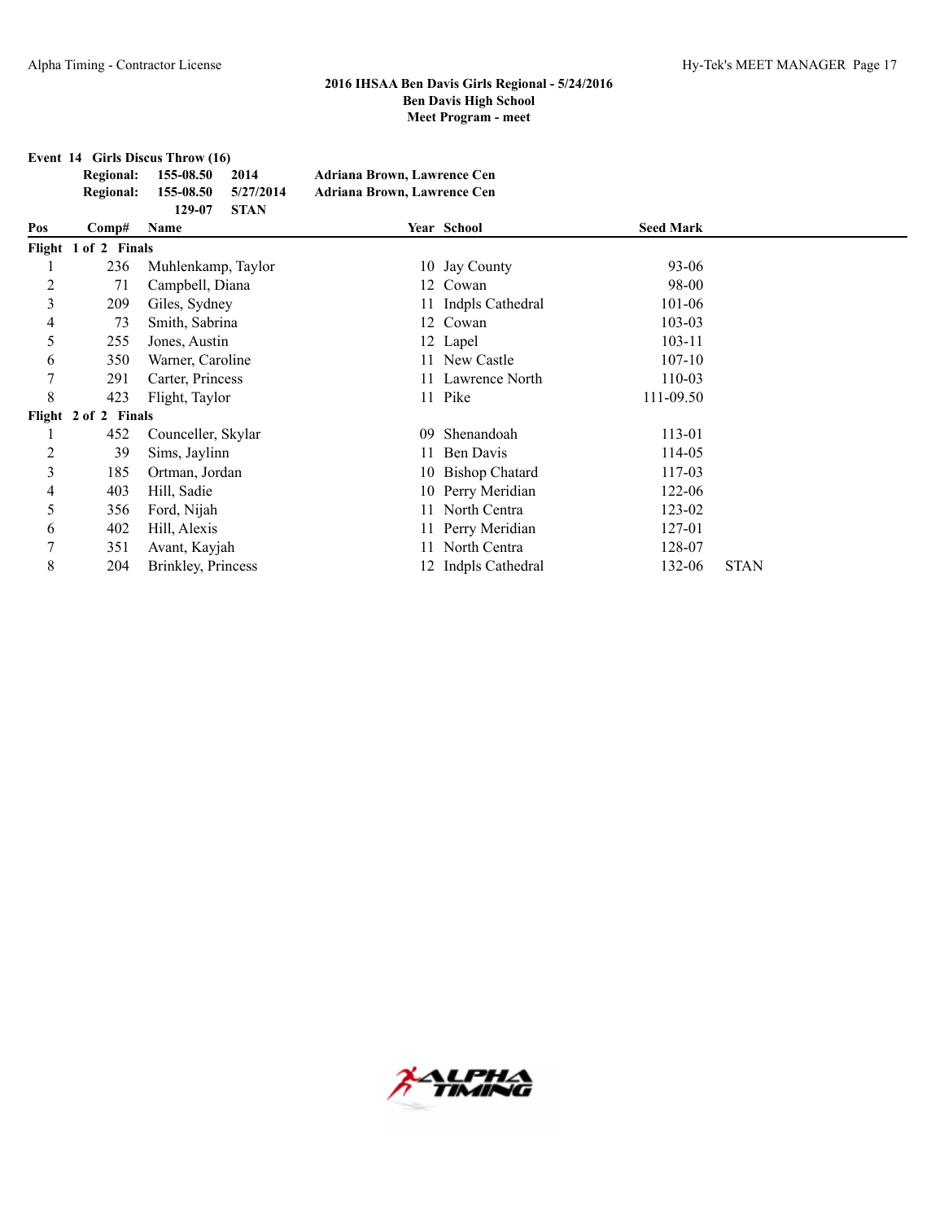# 2016 IHSAA Ben Davis Girls Regional - 5/24/2016
## Ben Davis High School
## Meet Program - meet

**Event 14 Girls Discus Throw (16)**

| | | | |
|---|---|---|---|
| **Regional:** | **155-08.50** | **2014** | **Adriana Brown, Lawrence Cen** |
| **Regional:** | **155-08.50** | **5/27/2014** | **Adriana Brown, Lawrence Cen** |
| | **129-07** | **STAN** | |

| Pos | Comp# | Name | Year | School | Seed Mark | |
|---|---|---|---|---|---|---|
| **Flight 1 of 2 Finals** | | | | | | |
| 1 | 236 | Muhlenkamp, Taylor | 10 | Jay County | 93-06 | |
| 2 | 71 | Campbell, Diana | 12 | Cowan | 98-00 | |
| 3 | 209 | Giles, Sydney | 11 | Indpls Cathedral | 101-06 | |
| 4 | 73 | Smith, Sabrina | 12 | Cowan | 103-03 | |
| 5 | 255 | Jones, Austin | 12 | Lapel | 103-11 | |
| 6 | 350 | Warner, Caroline | 11 | New Castle | 107-10 | |
| 7 | 291 | Carter, Princess | 11 | Lawrence North | 110-03 | |
| 8 | 423 | Flight, Taylor | 11 | Pike | 111-09.50 | |
| **Flight 2 of 2 Finals** | | | | | | |
| 1 | 452 | Counceller, Skylar | 09 | Shenandoah | 113-01 | |
| 2 | 39 | Sims, Jaylinn | 11 | Ben Davis | 114-05 | |
| 3 | 185 | Ortman, Jordan | 10 | Bishop Chatard | 117-03 | |
| 4 | 403 | Hill, Sadie | 10 | Perry Meridian | 122-06 | |
| 5 | 356 | Ford, Nijah | 11 | North Centra | 123-02 | |
| 6 | 402 | Hill, Alexis | 11 | Perry Meridian | 127-01 | |
| 7 | 351 | Avant, Kayjah | 11 | North Centra | 128-07 | |
| 8 | 204 | Brinkley, Princess | 12 | Indpls Cathedral | 132-06 | STAN |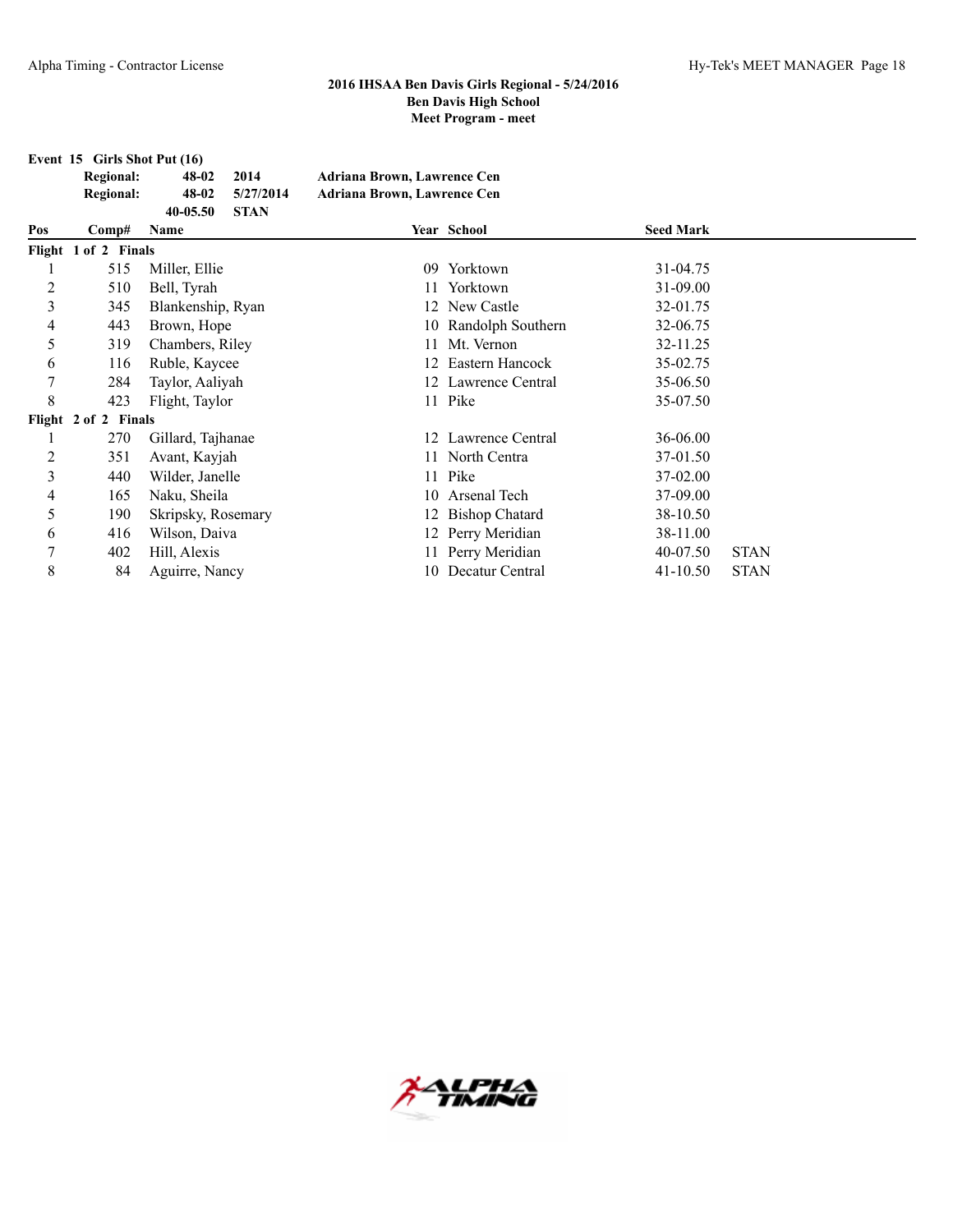## 2016 IHSAA Ben Davis Girls Regional - 5/24/2016
## Ben Davis High School
## Meet Program - meet

**Event 15 Girls Shot Put (16)**

| | | | |
|---|---|---|---|
| **Regional:** | **48-02** | **2014** | **Adriana Brown, Lawrence Cen** |
| **Regional:** | **48-02** | **5/27/2014** | **Adriana Brown, Lawrence Cen** |
| | **40-05.50** | **STAN** | |

| Pos | Comp# | Name | Year | School | Seed Mark | |
|---|---|---|---|---|---|---|
| **Flight 1 of 2 Finals** | | | | | | |
| 1 | 515 | Miller, Ellie | 09 | Yorktown | 31-04.75 | |
| 2 | 510 | Bell, Tyrah | 11 | Yorktown | 31-09.00 | |
| 3 | 345 | Blankenship, Ryan | 12 | New Castle | 32-01.75 | |
| 4 | 443 | Brown, Hope | 10 | Randolph Southern | 32-06.75 | |
| 5 | 319 | Chambers, Riley | 11 | Mt. Vernon | 32-11.25 | |
| 6 | 116 | Ruble, Kaycee | 12 | Eastern Hancock | 35-02.75 | |
| 7 | 284 | Taylor, Aaliyah | 12 | Lawrence Central | 35-06.50 | |
| 8 | 423 | Flight, Taylor | 11 | Pike | 35-07.50 | |
| **Flight 2 of 2 Finals** | | | | | | |
| 1 | 270 | Gillard, Tajhanae | 12 | Lawrence Central | 36-06.00 | |
| 2 | 351 | Avant, Kayjah | 11 | North Centra | 37-01.50 | |
| 3 | 440 | Wilder, Janelle | 11 | Pike | 37-02.00 | |
| 4 | 165 | Naku, Sheila | 10 | Arsenal Tech | 37-09.00 | |
| 5 | 190 | Skripsky, Rosemary | 12 | Bishop Chatard | 38-10.50 | |
| 6 | 416 | Wilson, Daiva | 12 | Perry Meridian | 38-11.00 | |
| 7 | 402 | Hill, Alexis | 11 | Perry Meridian | 40-07.50 | STAN |
| 8 | 84 | Aguirre, Nancy | 10 | Decatur Central | 41-10.50 | STAN |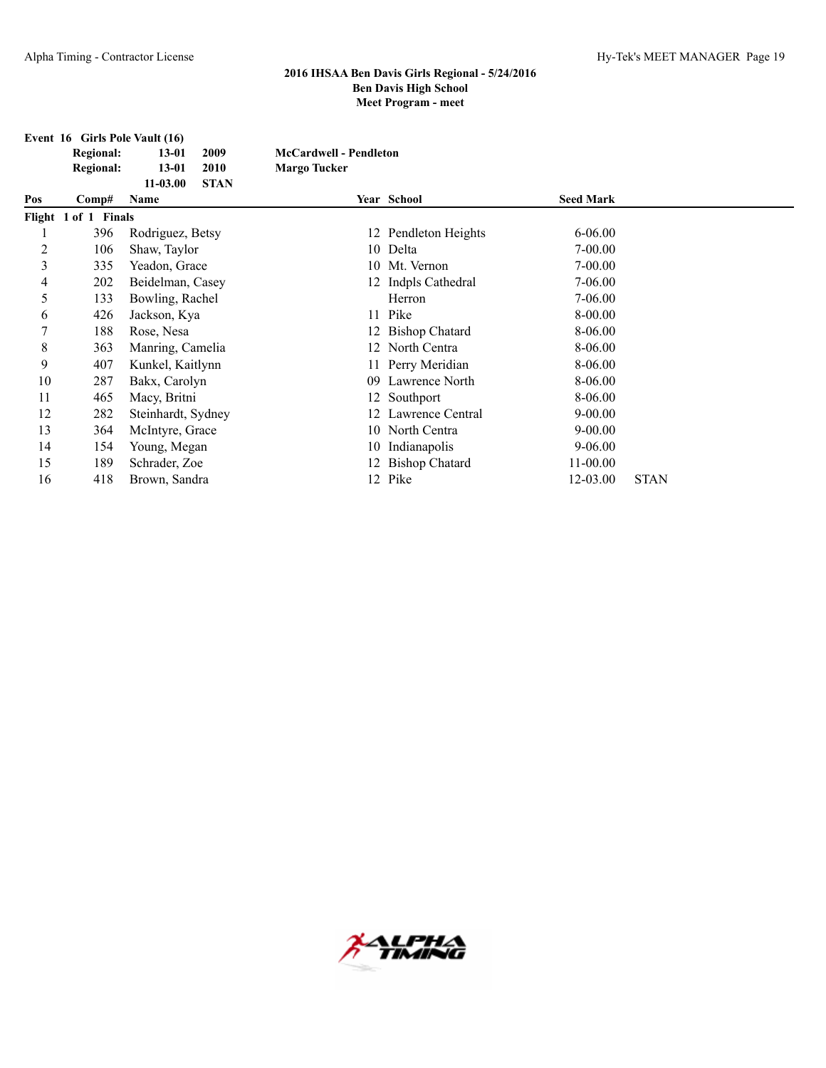## 2016 IHSAA Ben Davis Girls Regional - 5/24/2016
## Ben Davis High School
## Meet Program - meet

**Event 16 Girls Pole Vault (16)**

| | | | |
|---|---|---|---|
| **Regional:** | **13-01** | **2009** | **McCardwell - Pendleton** |
| **Regional:** | **13-01** | **2010** | **Margo Tucker** |
| | **11-03.00** | **STAN** | |

| Pos | Comp# | Name | Year | School | Seed Mark | |
|---|---|---|---|---|---|---|
| **Flight 1 of 1 Finals** | | | | | | |
| 1 | 396 | Rodriguez, Betsy | 12 | Pendleton Heights | 6-06.00 | |
| 2 | 106 | Shaw, Taylor | 10 | Delta | 7-00.00 | |
| 3 | 335 | Yeadon, Grace | 10 | Mt. Vernon | 7-00.00 | |
| 4 | 202 | Beidelman, Casey | 12 | Indpls Cathedral | 7-06.00 | |
| 5 | 133 | Bowling, Rachel | | Herron | 7-06.00 | |
| 6 | 426 | Jackson, Kya | 11 | Pike | 8-00.00 | |
| 7 | 188 | Rose, Nesa | 12 | Bishop Chatard | 8-06.00 | |
| 8 | 363 | Manring, Camelia | 12 | North Centra | 8-06.00 | |
| 9 | 407 | Kunkel, Kaitlynn | 11 | Perry Meridian | 8-06.00 | |
| 10 | 287 | Bakx, Carolyn | 09 | Lawrence North | 8-06.00 | |
| 11 | 465 | Macy, Britni | 12 | Southport | 8-06.00 | |
| 12 | 282 | Steinhardt, Sydney | 12 | Lawrence Central | 9-00.00 | |
| 13 | 364 | McIntyre, Grace | 10 | North Centra | 9-00.00 | |
| 14 | 154 | Young, Megan | 10 | Indianapolis | 9-06.00 | |
| 15 | 189 | Schrader, Zoe | 12 | Bishop Chatard | 11-00.00 | |
| 16 | 418 | Brown, Sandra | 12 | Pike | 12-03.00 | STAN |